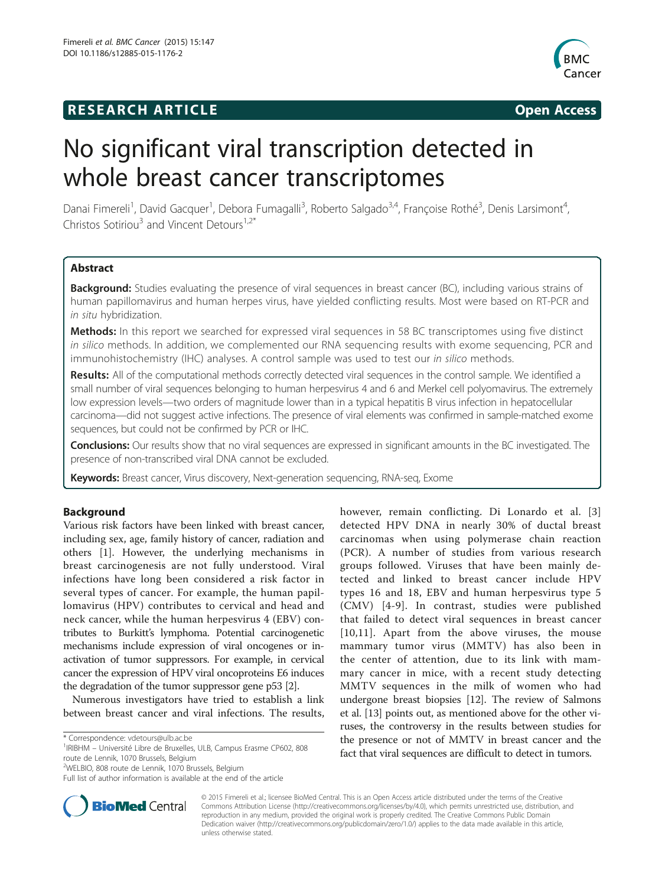**RESEARCH ARTICLE** **Open Access**

# No significant viral transcription detected in whole breast cancer transcriptomes

Danai Fimereli[1], David Gacquer[1], Debora Fumagalli[3], Roberto Salgado[3,4], Françoise Rothé[3], Denis Larsimont[4], Christos Sotiriou[3] and Vincent Detours[1,2*]

## Abstract

**Background:** Studies evaluating the presence of viral sequences in breast cancer (BC), including various strains of human papillomavirus and human herpes virus, have yielded conflicting results. Most were based on RT-PCR and *in situ* hybridization.

**Methods:** In this report we searched for expressed viral sequences in 58 BC transcriptomes using five distinct *in silico* methods. In addition, we complemented our RNA sequencing results with exome sequencing, PCR and immunohistochemistry (IHC) analyses. A control sample was used to test our *in silico* methods.

**Results:** All of the computational methods correctly detected viral sequences in the control sample. We identified a small number of viral sequences belonging to human herpesvirus 4 and 6 and Merkel cell polyomavirus. The extremely low expression levels—two orders of magnitude lower than in a typical hepatitis B virus infection in hepatocellular carcinoma—did not suggest active infections. The presence of viral elements was confirmed in sample-matched exome sequences, but could not be confirmed by PCR or IHC.

**Conclusions:** Our results show that no viral sequences are expressed in significant amounts in the BC investigated. The presence of non-transcribed viral DNA cannot be excluded.

**Keywords:** Breast cancer, Virus discovery, Next-generation sequencing, RNA-seq, Exome

## Background

Various risk factors have been linked with breast cancer, including sex, age, family history of cancer, radiation and others [1]. However, the underlying mechanisms in breast carcinogenesis are not fully understood. Viral infections have long been considered a risk factor in several types of cancer. For example, the human papillomavirus (HPV) contributes to cervical and head and neck cancer, while the human herpesvirus 4 (EBV) contributes to Burkitt's lymphoma. Potential carcinogenetic mechanisms include expression of viral oncogenes or inactivation of tumor suppressors. For example, in cervical cancer the expression of HPV viral oncoproteins E6 induces the degradation of the tumor suppressor gene p53 [2].

Numerous investigators have tried to establish a link between breast cancer and viral infections. The results, however, remain conflicting. Di Lonardo et al. [3] detected HPV DNA in nearly 30% of ductal breast carcinomas when using polymerase chain reaction (PCR). A number of studies from various research groups followed. Viruses that have been mainly detected and linked to breast cancer include HPV types 16 and 18, EBV and human herpesvirus type 5 (CMV) [4-9]. In contrast, studies were published that failed to detect viral sequences in breast cancer [10,11]. Apart from the above viruses, the mouse mammary tumor virus (MMTV) has also been in the center of attention, due to its link with mammary cancer in mice, with a recent study detecting MMTV sequences in the milk of women who had undergone breast biopsies [12]. The review of Salmons et al. [13] points out, as mentioned above for the other viruses, the controversy in the results between studies for the presence or not of MMTV in breast cancer and the fact that viral sequences are difficult to detect in tumors.

\* Correspondence: vdetours@ulb.ac.be
[1]IRIBHM – Université Libre de Bruxelles, ULB, Campus Erasme CP602, 808 route de Lennik, 1070 Brussels, Belgium
[2]WELBIO, 808 route de Lennik, 1070 Brussels, Belgium
Full list of author information is available at the end of the article

© 2015 Fimereli et al.; licensee BioMed Central. This is an Open Access article distributed under the terms of the Creative Commons Attribution License (http://creativecommons.org/licenses/by/4.0), which permits unrestricted use, distribution, and reproduction in any medium, provided the original work is properly credited. The Creative Commons Public Domain Dedication waiver (http://creativecommons.org/publicdomain/zero/1.0/) applies to the data made available in this article, unless otherwise stated.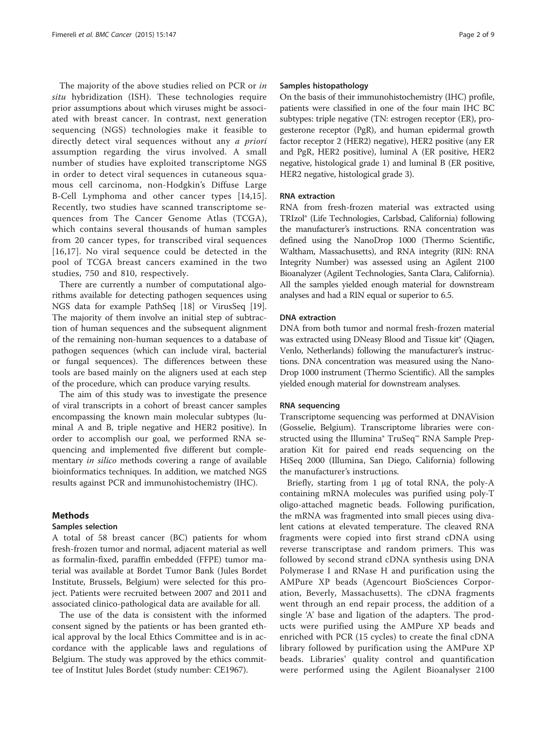The majority of the above studies relied on PCR or *in situ* hybridization (ISH). These technologies require prior assumptions about which viruses might be associated with breast cancer. In contrast, next generation sequencing (NGS) technologies make it feasible to directly detect viral sequences without any *a priori* assumption regarding the virus involved. A small number of studies have exploited transcriptome NGS in order to detect viral sequences in cutaneous squamous cell carcinoma, non-Hodgkin's Diffuse Large B-Cell Lymphoma and other cancer types [14,15]. Recently, two studies have scanned transcriptome sequences from The Cancer Genome Atlas (TCGA), which contains several thousands of human samples from 20 cancer types, for transcribed viral sequences [16,17]. No viral sequence could be detected in the pool of TCGA breast cancers examined in the two studies, 750 and 810, respectively.

There are currently a number of computational algorithms available for detecting pathogen sequences using NGS data for example PathSeq [18] or VirusSeq [19]. The majority of them involve an initial step of subtraction of human sequences and the subsequent alignment of the remaining non-human sequences to a database of pathogen sequences (which can include viral, bacterial or fungal sequences). The differences between these tools are based mainly on the aligners used at each step of the procedure, which can produce varying results.

The aim of this study was to investigate the presence of viral transcripts in a cohort of breast cancer samples encompassing the known main molecular subtypes (luminal A and B, triple negative and HER2 positive). In order to accomplish our goal, we performed RNA sequencing and implemented five different but complementary *in silico* methods covering a range of available bioinformatics techniques. In addition, we matched NGS results against PCR and immunohistochemistry (IHC).

## Methods

### Samples selection

A total of 58 breast cancer (BC) patients for whom fresh-frozen tumor and normal, adjacent material as well as formalin-fixed, paraffin embedded (FFPE) tumor material was available at Bordet Tumor Bank (Jules Bordet Institute, Brussels, Belgium) were selected for this project. Patients were recruited between 2007 and 2011 and associated clinico-pathological data are available for all.

The use of the data is consistent with the informed consent signed by the patients or has been granted ethical approval by the local Ethics Committee and is in accordance with the applicable laws and regulations of Belgium. The study was approved by the ethics committee of Institut Jules Bordet (study number: CE1967).

### Samples histopathology

On the basis of their immunohistochemistry (IHC) profile, patients were classified in one of the four main IHC BC subtypes: triple negative (TN: estrogen receptor (ER), progesterone receptor (PgR), and human epidermal growth factor receptor 2 (HER2) negative), HER2 positive (any ER and PgR, HER2 positive), luminal A (ER positive, HER2 negative, histological grade 1) and luminal B (ER positive, HER2 negative, histological grade 3).

### RNA extraction

RNA from fresh-frozen material was extracted using TRIzol® (Life Technologies, Carlsbad, California) following the manufacturer's instructions. RNA concentration was defined using the NanoDrop 1000 (Thermo Scientific, Waltham, Massachusetts), and RNA integrity (RIN: RNA Integrity Number) was assessed using an Agilent 2100 Bioanalyzer (Agilent Technologies, Santa Clara, California). All the samples yielded enough material for downstream analyses and had a RIN equal or superior to 6.5.

### DNA extraction

DNA from both tumor and normal fresh-frozen material was extracted using DNeasy Blood and Tissue kit® (Qiagen, Venlo, Netherlands) following the manufacturer's instructions. DNA concentration was measured using the NanoDrop 1000 instrument (Thermo Scientific). All the samples yielded enough material for downstream analyses.

### RNA sequencing

Transcriptome sequencing was performed at DNAVision (Gosselie, Belgium). Transcriptome libraries were constructed using the Illumina® TruSeq™ RNA Sample Preparation Kit for paired end reads sequencing on the HiSeq 2000 (Illumina, San Diego, California) following the manufacturer's instructions.

Briefly, starting from 1 μg of total RNA, the poly-A containing mRNA molecules was purified using poly-T oligo-attached magnetic beads. Following purification, the mRNA was fragmented into small pieces using divalent cations at elevated temperature. The cleaved RNA fragments were copied into first strand cDNA using reverse transcriptase and random primers. This was followed by second strand cDNA synthesis using DNA Polymerase I and RNase H and purification using the AMPure XP beads (Agencourt BioSciences Corporation, Beverly, Massachusetts). The cDNA fragments went through an end repair process, the addition of a single 'A' base and ligation of the adapters. The products were purified using the AMPure XP beads and enriched with PCR (15 cycles) to create the final cDNA library followed by purification using the AMPure XP beads. Libraries' quality control and quantification were performed using the Agilent Bioanalyser 2100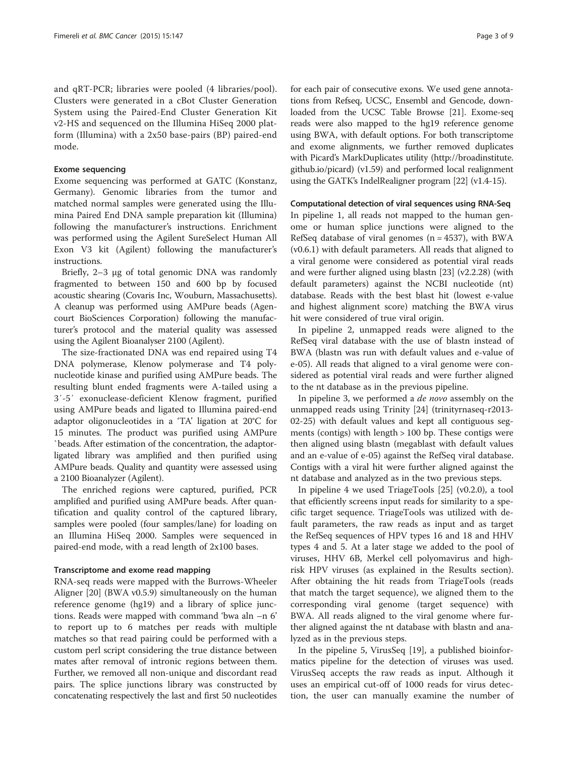and qRT-PCR; libraries were pooled (4 libraries/pool). Clusters were generated in a cBot Cluster Generation System using the Paired-End Cluster Generation Kit v2-HS and sequenced on the Illumina HiSeq 2000 platform (Illumina) with a 2x50 base-pairs (BP) paired-end mode.

#### Exome sequencing

Exome sequencing was performed at GATC (Konstanz, Germany). Genomic libraries from the tumor and matched normal samples were generated using the Illumina Paired End DNA sample preparation kit (Illumina) following the manufacturer's instructions. Enrichment was performed using the Agilent SureSelect Human All Exon V3 kit (Agilent) following the manufacturer's instructions.

Briefly, 2–3 μg of total genomic DNA was randomly fragmented to between 150 and 600 bp by focused acoustic shearing (Covaris Inc, Wouburn, Massachusetts). A cleanup was performed using AMPure beads (Agencourt BioSciences Corporation) following the manufacturer's protocol and the material quality was assessed using the Agilent Bioanalyser 2100 (Agilent).

The size-fractionated DNA was end repaired using T4 DNA polymerase, Klenow polymerase and T4 polynucleotide kinase and purified using AMPure beads. The resulting blunt ended fragments were A-tailed using a 3′-5′ exonuclease-deficient Klenow fragment, purified using AMPure beads and ligated to Illumina paired-end adaptor oligonucleotides in a 'TA' ligation at 20°C for 15 minutes. The product was purified using AMPure `beads. After estimation of the concentration, the adaptor-ligated library was amplified and then purified using AMPure beads. Quality and quantity were assessed using a 2100 Bioanalyzer (Agilent).

The enriched regions were captured, purified, PCR amplified and purified using AMPure beads. After quantification and quality control of the captured library, samples were pooled (four samples/lane) for loading on an Illumina HiSeq 2000. Samples were sequenced in paired-end mode, with a read length of 2x100 bases.

#### Transcriptome and exome read mapping

RNA-seq reads were mapped with the Burrows-Wheeler Aligner [20] (BWA v0.5.9) simultaneously on the human reference genome (hg19) and a library of splice junctions. Reads were mapped with command 'bwa aln –n 6' to report up to 6 matches per reads with multiple matches so that read pairing could be performed with a custom perl script considering the true distance between mates after removal of intronic regions between them. Further, we removed all non-unique and discordant read pairs. The splice junctions library was constructed by concatenating respectively the last and first 50 nucleotides for each pair of consecutive exons. We used gene annotations from Refseq, UCSC, Ensembl and Gencode, downloaded from the UCSC Table Browse [21]. Exome-seq reads were also mapped to the hg19 reference genome using BWA, with default options. For both transcriptome and exome alignments, we further removed duplicates with Picard's MarkDuplicates utility (http://broadinstitute.github.io/picard) (v1.59) and performed local realignment using the GATK's IndelRealigner program [22] (v1.4-15).

#### Computational detection of viral sequences using RNA-Seq

In pipeline 1, all reads not mapped to the human genome or human splice junctions were aligned to the RefSeq database of viral genomes (n = 4537), with BWA (v0.6.1) with default parameters. All reads that aligned to a viral genome were considered as potential viral reads and were further aligned using blastn [23] (v2.2.28) (with default parameters) against the NCBI nucleotide (nt) database. Reads with the best blast hit (lowest e-value and highest alignment score) matching the BWA virus hit were considered of true viral origin.

In pipeline 2, unmapped reads were aligned to the RefSeq viral database with the use of blastn instead of BWA (blastn was run with default values and e-value of e-05). All reads that aligned to a viral genome were considered as potential viral reads and were further aligned to the nt database as in the previous pipeline.

In pipeline 3, we performed a *de novo* assembly on the unmapped reads using Trinity [24] (trinityrnaseq-r2013-02-25) with default values and kept all contiguous segments (contigs) with length > 100 bp. These contigs were then aligned using blastn (megablast with default values and an e-value of e-05) against the RefSeq viral database. Contigs with a viral hit were further aligned against the nt database and analyzed as in the two previous steps.

In pipeline 4 we used TriageTools [25] (v0.2.0), a tool that efficiently screens input reads for similarity to a specific target sequence. TriageTools was utilized with default parameters, the raw reads as input and as target the RefSeq sequences of HPV types 16 and 18 and HHV types 4 and 5. At a later stage we added to the pool of viruses, HHV 6B, Merkel cell polyomavirus and high-risk HPV viruses (as explained in the Results section). After obtaining the hit reads from TriageTools (reads that match the target sequence), we aligned them to the corresponding viral genome (target sequence) with BWA. All reads aligned to the viral genome where further aligned against the nt database with blastn and analyzed as in the previous steps.

In the pipeline 5, VirusSeq [19], a published bioinformatics pipeline for the detection of viruses was used. VirusSeq accepts the raw reads as input. Although it uses an empirical cut-off of 1000 reads for virus detection, the user can manually examine the number of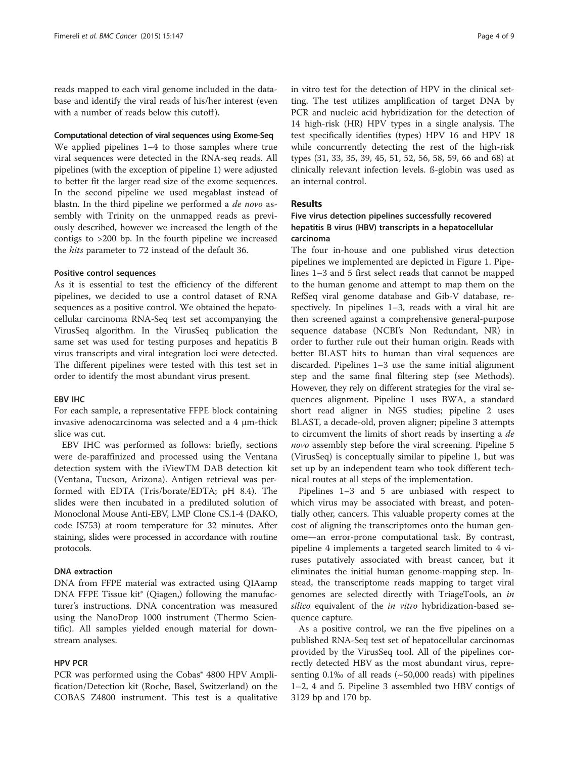reads mapped to each viral genome included in the database and identify the viral reads of his/her interest (even with a number of reads below this cutoff).

#### Computational detection of viral sequences using Exome-Seq

We applied pipelines 1–4 to those samples where true viral sequences were detected in the RNA-seq reads. All pipelines (with the exception of pipeline 1) were adjusted to better fit the larger read size of the exome sequences. In the second pipeline we used megablast instead of blastn. In the third pipeline we performed a *de novo* assembly with Trinity on the unmapped reads as previously described, however we increased the length of the contigs to >200 bp. In the fourth pipeline we increased the *hits* parameter to 72 instead of the default 36.

#### Positive control sequences

As it is essential to test the efficiency of the different pipelines, we decided to use a control dataset of RNA sequences as a positive control. We obtained the hepatocellular carcinoma RNA-Seq test set accompanying the VirusSeq algorithm. In the VirusSeq publication the same set was used for testing purposes and hepatitis B virus transcripts and viral integration loci were detected. The different pipelines were tested with this test set in order to identify the most abundant virus present.

#### EBV IHC

For each sample, a representative FFPE block containing invasive adenocarcinoma was selected and a 4 μm-thick slice was cut.

EBV IHC was performed as follows: briefly, sections were de-paraffinized and processed using the Ventana detection system with the iViewTM DAB detection kit (Ventana, Tucson, Arizona). Antigen retrieval was performed with EDTA (Tris/borate/EDTA; pH 8.4). The slides were then incubated in a prediluted solution of Monoclonal Mouse Anti-EBV, LMP Clone CS.1-4 (DAKO, code IS753) at room temperature for 32 minutes. After staining, slides were processed in accordance with routine protocols.

#### DNA extraction

DNA from FFPE material was extracted using QIAamp DNA FFPE Tissue kit® (Qiagen,) following the manufacturer's instructions. DNA concentration was measured using the NanoDrop 1000 instrument (Thermo Scientific). All samples yielded enough material for downstream analyses.

#### HPV PCR

PCR was performed using the Cobas® 4800 HPV Amplification/Detection kit (Roche, Basel, Switzerland) on the COBAS Z4800 instrument. This test is a qualitative in vitro test for the detection of HPV in the clinical setting. The test utilizes amplification of target DNA by PCR and nucleic acid hybridization for the detection of 14 high-risk (HR) HPV types in a single analysis. The test specifically identifies (types) HPV 16 and HPV 18 while concurrently detecting the rest of the high-risk types (31, 33, 35, 39, 45, 51, 52, 56, 58, 59, 66 and 68) at clinically relevant infection levels. ß-globin was used as an internal control.

## Results

### Five virus detection pipelines successfully recovered hepatitis B virus (HBV) transcripts in a hepatocellular carcinoma

The four in-house and one published virus detection pipelines we implemented are depicted in Figure 1. Pipelines 1–3 and 5 first select reads that cannot be mapped to the human genome and attempt to map them on the RefSeq viral genome database and Gib-V database, respectively. In pipelines 1–3, reads with a viral hit are then screened against a comprehensive general-purpose sequence database (NCBI's Non Redundant, NR) in order to further rule out their human origin. Reads with better BLAST hits to human than viral sequences are discarded. Pipelines 1–3 use the same initial alignment step and the same final filtering step (see Methods). However, they rely on different strategies for the viral sequences alignment. Pipeline 1 uses BWA, a standard short read aligner in NGS studies; pipeline 2 uses BLAST, a decade-old, proven aligner; pipeline 3 attempts to circumvent the limits of short reads by inserting a *de novo* assembly step before the viral screening. Pipeline 5 (VirusSeq) is conceptually similar to pipeline 1, but was set up by an independent team who took different technical routes at all steps of the implementation.

Pipelines 1–3 and 5 are unbiased with respect to which virus may be associated with breast, and potentially other, cancers. This valuable property comes at the cost of aligning the transcriptomes onto the human genome—an error-prone computational task. By contrast, pipeline 4 implements a targeted search limited to 4 viruses putatively associated with breast cancer, but it eliminates the initial human genome-mapping step. Instead, the transcriptome reads mapping to target viral genomes are selected directly with TriageTools, an *in silico* equivalent of the *in vitro* hybridization-based sequence capture.

As a positive control, we ran the five pipelines on a published RNA-Seq test set of hepatocellular carcinomas provided by the VirusSeq tool. All of the pipelines correctly detected HBV as the most abundant virus, representing 0.1‰ of all reads (~50,000 reads) with pipelines 1–2, 4 and 5. Pipeline 3 assembled two HBV contigs of 3129 bp and 170 bp.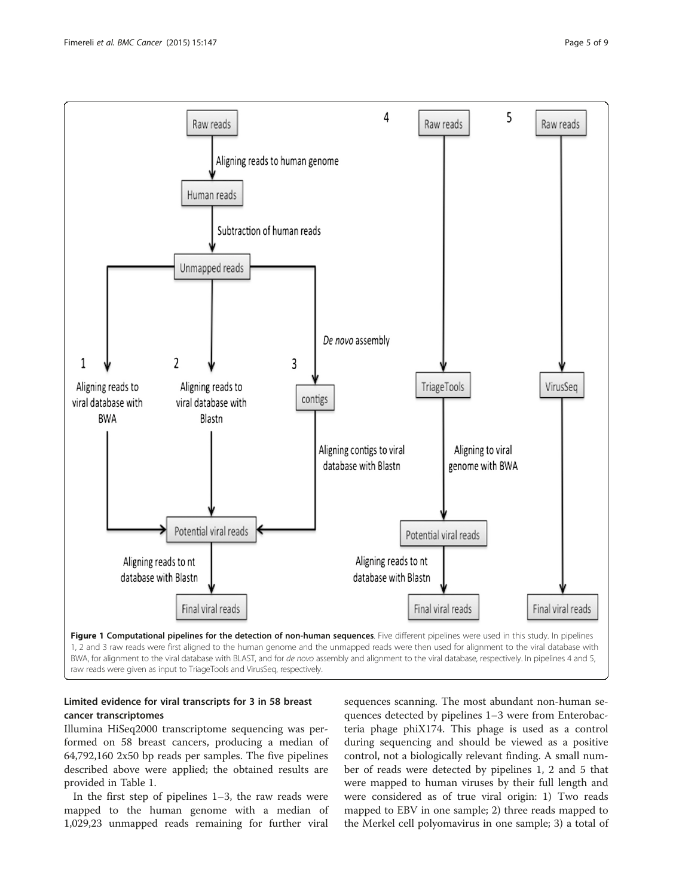**Figure 1 Computational pipelines for the detection of non-human sequences**. Five different pipelines were used in this study. In pipelines 1, 2 and 3 raw reads were first aligned to the human genome and the unmapped reads were then used for alignment to the viral database with BWA, for alignment to the viral database with BLAST, and for *de novo* assembly and alignment to the viral database, respectively. In pipelines 4 and 5, raw reads were given as input to TriageTools and VirusSeq, respectively.

### Limited evidence for viral transcripts for 3 in 58 breast cancer transcriptomes

Illumina HiSeq2000 transcriptome sequencing was performed on 58 breast cancers, producing a median of 64,792,160 2x50 bp reads per samples. The five pipelines described above were applied; the obtained results are provided in Table 1.

In the first step of pipelines 1–3, the raw reads were mapped to the human genome with a median of 1,029,23 unmapped reads remaining for further viral sequences scanning. The most abundant non-human sequences detected by pipelines 1–3 were from Enterobacteria phage phiX174. This phage is used as a control during sequencing and should be viewed as a positive control, not a biologically relevant finding. A small number of reads were detected by pipelines 1, 2 and 5 that were mapped to human viruses by their full length and were considered as of true viral origin: 1) Two reads mapped to EBV in one sample; 2) three reads mapped to the Merkel cell polyomavirus in one sample; 3) a total of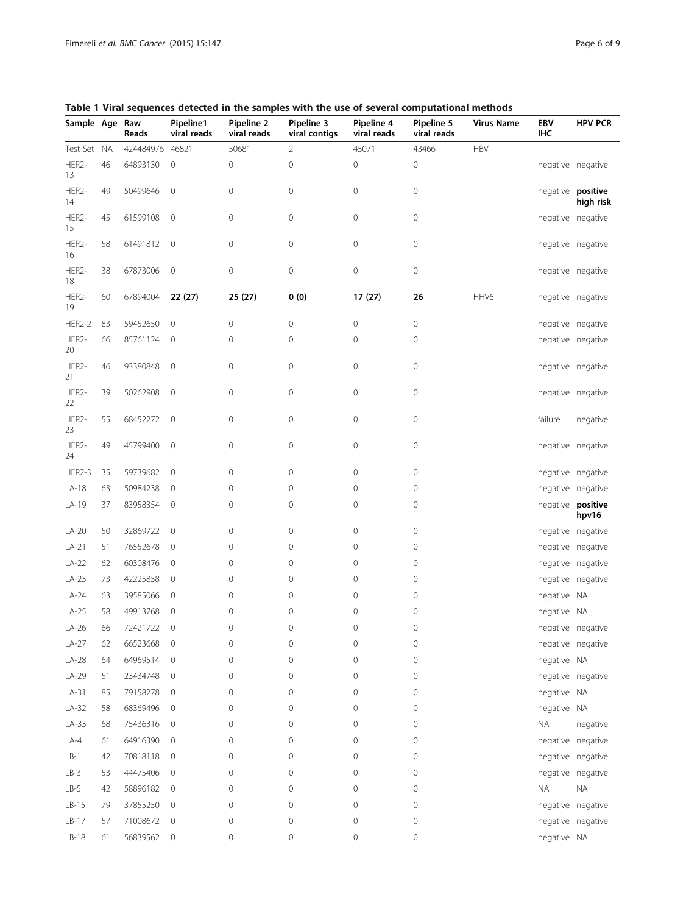**Table 1 Viral sequences detected in the samples with the use of several computational methods**

| Sample | Age | Raw Reads | Pipeline1 viral reads | Pipeline 2 viral reads | Pipeline 3 viral contigs | Pipeline 4 viral reads | Pipeline 5 viral reads | Virus Name | EBV IHC | HPV PCR |
|---|---|---|---|---|---|---|---|---|---|---|
| Test Set | NA | 424484976 | 46821 | 50681 | 2 | 45071 | 43466 | HBV | | |
| HER2-13 | 46 | 64893130 | 0 | 0 | 0 | 0 | 0 | | negative | negative |
| HER2-14 | 49 | 50499646 | 0 | 0 | 0 | 0 | 0 | | negative | **positive high risk** |
| HER2-15 | 45 | 61599108 | 0 | 0 | 0 | 0 | 0 | | negative | negative |
| HER2-16 | 58 | 61491812 | 0 | 0 | 0 | 0 | 0 | | negative | negative |
| HER2-18 | 38 | 67873006 | 0 | 0 | 0 | 0 | 0 | | negative | negative |
| HER2-19 | 60 | 67894004 | **22 (27)** | **25 (27)** | **0 (0)** | **17 (27)** | **26** | HHV6 | negative | negative |
| HER2-2 | 83 | 59452650 | 0 | 0 | 0 | 0 | 0 | | negative | negative |
| HER2-20 | 66 | 85761124 | 0 | 0 | 0 | 0 | 0 | | negative | negative |
| HER2-21 | 46 | 93380848 | 0 | 0 | 0 | 0 | 0 | | negative | negative |
| HER2-22 | 39 | 50262908 | 0 | 0 | 0 | 0 | 0 | | negative | negative |
| HER2-23 | 55 | 68452272 | 0 | 0 | 0 | 0 | 0 | | failure | negative |
| HER2-24 | 49 | 45799400 | 0 | 0 | 0 | 0 | 0 | | negative | negative |
| HER2-3 | 35 | 59739682 | 0 | 0 | 0 | 0 | 0 | | negative | negative |
| LA-18 | 63 | 50984238 | 0 | 0 | 0 | 0 | 0 | | negative | negative |
| LA-19 | 37 | 83958354 | 0 | 0 | 0 | 0 | 0 | | negative | **positive hpv16** |
| LA-20 | 50 | 32869722 | 0 | 0 | 0 | 0 | 0 | | negative | negative |
| LA-21 | 51 | 76552678 | 0 | 0 | 0 | 0 | 0 | | negative | negative |
| LA-22 | 62 | 60308476 | 0 | 0 | 0 | 0 | 0 | | negative | negative |
| LA-23 | 73 | 42225858 | 0 | 0 | 0 | 0 | 0 | | negative | negative |
| LA-24 | 63 | 39585066 | 0 | 0 | 0 | 0 | 0 | | negative | NA |
| LA-25 | 58 | 49913768 | 0 | 0 | 0 | 0 | 0 | | negative | NA |
| LA-26 | 66 | 72421722 | 0 | 0 | 0 | 0 | 0 | | negative | negative |
| LA-27 | 62 | 66523668 | 0 | 0 | 0 | 0 | 0 | | negative | negative |
| LA-28 | 64 | 64969514 | 0 | 0 | 0 | 0 | 0 | | negative | NA |
| LA-29 | 51 | 23434748 | 0 | 0 | 0 | 0 | 0 | | negative | negative |
| LA-31 | 85 | 79158278 | 0 | 0 | 0 | 0 | 0 | | negative | NA |
| LA-32 | 58 | 68369496 | 0 | 0 | 0 | 0 | 0 | | negative | NA |
| LA-33 | 68 | 75436316 | 0 | 0 | 0 | 0 | 0 | | NA | negative |
| LA-4 | 61 | 64916390 | 0 | 0 | 0 | 0 | 0 | | negative | negative |
| LB-1 | 42 | 70818118 | 0 | 0 | 0 | 0 | 0 | | negative | negative |
| LB-3 | 53 | 44475406 | 0 | 0 | 0 | 0 | 0 | | negative | negative |
| LB-5 | 42 | 58896182 | 0 | 0 | 0 | 0 | 0 | | NA | NA |
| LB-15 | 79 | 37855250 | 0 | 0 | 0 | 0 | 0 | | negative | negative |
| LB-17 | 57 | 71008672 | 0 | 0 | 0 | 0 | 0 | | negative | negative |
| LB-18 | 61 | 56839562 | 0 | 0 | 0 | 0 | 0 | | negative | NA |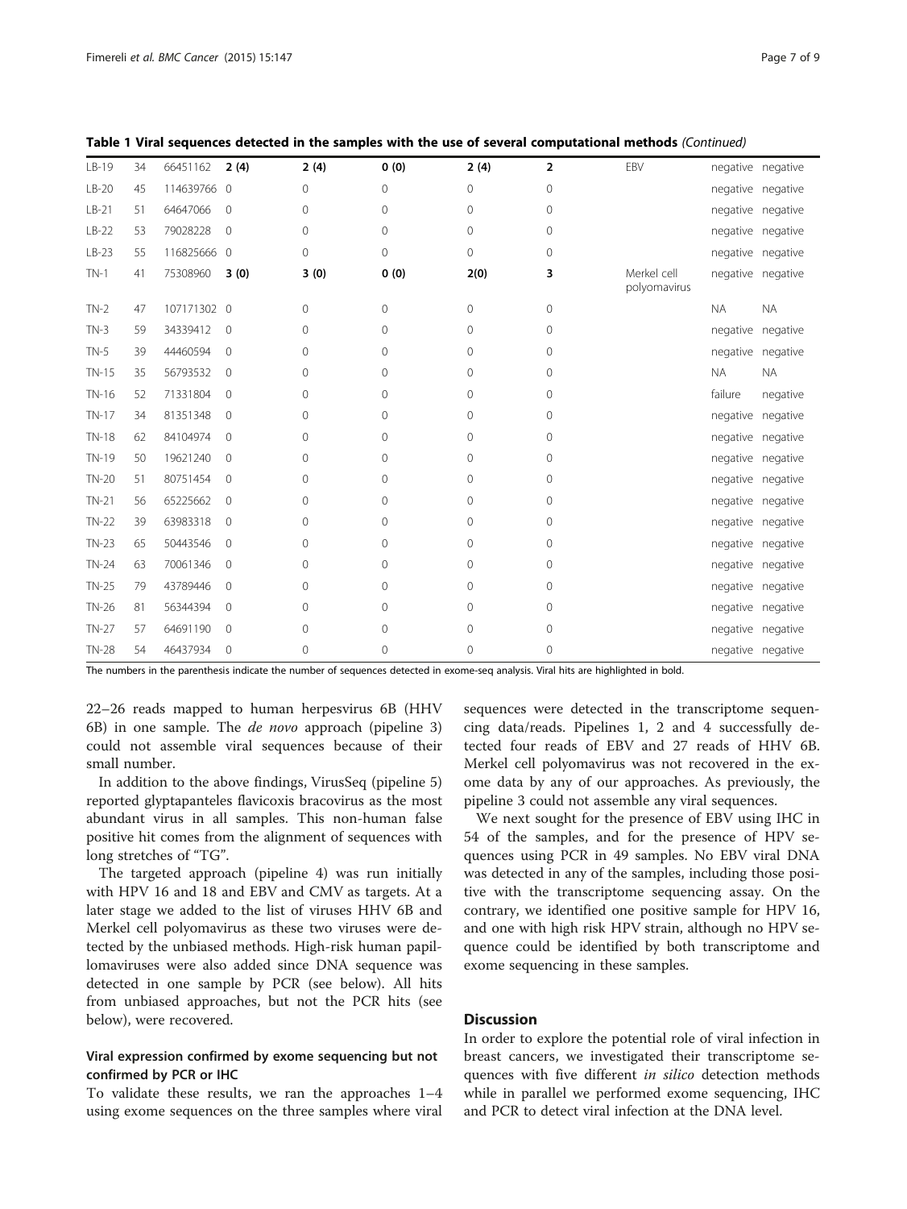**Table 1 Viral sequences detected in the samples with the use of several computational methods** *(Continued)*

| | | | | | | | | | | |
|---|---|---|---|---|---|---|---|---|---|---|
| LB-19 | 34 | 66451162 | **2 (4)** | 2 (4) | 0 (0) | 2 (4) | 2 | EBV | negative | negative |
| LB-20 | 45 | 114639766 | 0 | 0 | 0 | 0 | 0 | | negative | negative |
| LB-21 | 51 | 64647066 | 0 | 0 | 0 | 0 | 0 | | negative | negative |
| LB-22 | 53 | 79028228 | 0 | 0 | 0 | 0 | 0 | | negative | negative |
| LB-23 | 55 | 116825666 | 0 | 0 | 0 | 0 | 0 | | negative | negative |
| TN-1 | 41 | 75308960 | **3 (0)** | 3 (0) | 0 (0) | 2(0) | 3 | Merkel cell polyomavirus | negative | negative |
| TN-2 | 47 | 107171302 | 0 | 0 | 0 | 0 | 0 | | NA | NA |
| TN-3 | 59 | 34339412 | 0 | 0 | 0 | 0 | 0 | | negative | negative |
| TN-5 | 39 | 44460594 | 0 | 0 | 0 | 0 | 0 | | negative | negative |
| TN-15 | 35 | 56793532 | 0 | 0 | 0 | 0 | 0 | | NA | NA |
| TN-16 | 52 | 71331804 | 0 | 0 | 0 | 0 | 0 | | failure | negative |
| TN-17 | 34 | 81351348 | 0 | 0 | 0 | 0 | 0 | | negative | negative |
| TN-18 | 62 | 84104974 | 0 | 0 | 0 | 0 | 0 | | negative | negative |
| TN-19 | 50 | 19621240 | 0 | 0 | 0 | 0 | 0 | | negative | negative |
| TN-20 | 51 | 80751454 | 0 | 0 | 0 | 0 | 0 | | negative | negative |
| TN-21 | 56 | 65225662 | 0 | 0 | 0 | 0 | 0 | | negative | negative |
| TN-22 | 39 | 63983318 | 0 | 0 | 0 | 0 | 0 | | negative | negative |
| TN-23 | 65 | 50443546 | 0 | 0 | 0 | 0 | 0 | | negative | negative |
| TN-24 | 63 | 70061346 | 0 | 0 | 0 | 0 | 0 | | negative | negative |
| TN-25 | 79 | 43789446 | 0 | 0 | 0 | 0 | 0 | | negative | negative |
| TN-26 | 81 | 56344394 | 0 | 0 | 0 | 0 | 0 | | negative | negative |
| TN-27 | 57 | 64691190 | 0 | 0 | 0 | 0 | 0 | | negative | negative |
| TN-28 | 54 | 46437934 | 0 | 0 | 0 | 0 | 0 | | negative | negative |

The numbers in the parenthesis indicate the number of sequences detected in exome-seq analysis. Viral hits are highlighted in bold.

22–26 reads mapped to human herpesvirus 6B (HHV 6B) in one sample. The *de novo* approach (pipeline 3) could not assemble viral sequences because of their small number.

In addition to the above findings, VirusSeq (pipeline 5) reported glyptapanteles flavicoxis bracovirus as the most abundant virus in all samples. This non-human false positive hit comes from the alignment of sequences with long stretches of "TG".

The targeted approach (pipeline 4) was run initially with HPV 16 and 18 and EBV and CMV as targets. At a later stage we added to the list of viruses HHV 6B and Merkel cell polyomavirus as these two viruses were detected by the unbiased methods. High-risk human papillomaviruses were also added since DNA sequence was detected in one sample by PCR (see below). All hits from unbiased approaches, but not the PCR hits (see below), were recovered.

### Viral expression confirmed by exome sequencing but not confirmed by PCR or IHC

To validate these results, we ran the approaches 1–4 using exome sequences on the three samples where viral sequences were detected in the transcriptome sequencing data/reads. Pipelines 1, 2 and 4 successfully detected four reads of EBV and 27 reads of HHV 6B. Merkel cell polyomavirus was not recovered in the exome data by any of our approaches. As previously, the pipeline 3 could not assemble any viral sequences.

We next sought for the presence of EBV using IHC in 54 of the samples, and for the presence of HPV sequences using PCR in 49 samples. No EBV viral DNA was detected in any of the samples, including those positive with the transcriptome sequencing assay. On the contrary, we identified one positive sample for HPV 16, and one with high risk HPV strain, although no HPV sequence could be identified by both transcriptome and exome sequencing in these samples.

## Discussion

In order to explore the potential role of viral infection in breast cancers, we investigated their transcriptome sequences with five different *in silico* detection methods while in parallel we performed exome sequencing, IHC and PCR to detect viral infection at the DNA level.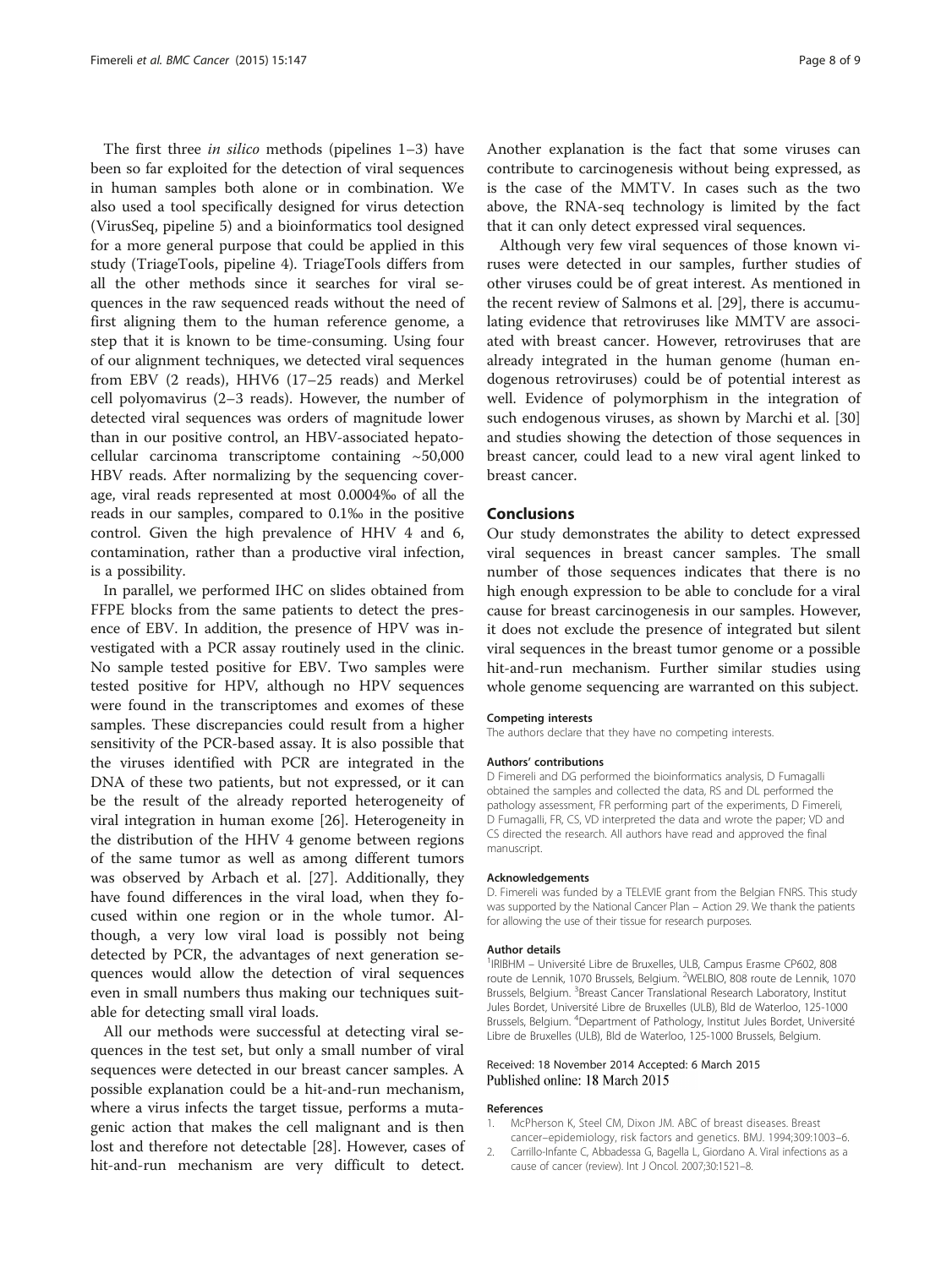The first three *in silico* methods (pipelines 1–3) have been so far exploited for the detection of viral sequences in human samples both alone or in combination. We also used a tool specifically designed for virus detection (VirusSeq, pipeline 5) and a bioinformatics tool designed for a more general purpose that could be applied in this study (TriageTools, pipeline 4). TriageTools differs from all the other methods since it searches for viral sequences in the raw sequenced reads without the need of first aligning them to the human reference genome, a step that it is known to be time-consuming. Using four of our alignment techniques, we detected viral sequences from EBV (2 reads), HHV6 (17–25 reads) and Merkel cell polyomavirus (2–3 reads). However, the number of detected viral sequences was orders of magnitude lower than in our positive control, an HBV-associated hepatocellular carcinoma transcriptome containing ~50,000 HBV reads. After normalizing by the sequencing coverage, viral reads represented at most 0.0004‰ of all the reads in our samples, compared to 0.1‰ in the positive control. Given the high prevalence of HHV 4 and 6, contamination, rather than a productive viral infection, is a possibility.

In parallel, we performed IHC on slides obtained from FFPE blocks from the same patients to detect the presence of EBV. In addition, the presence of HPV was investigated with a PCR assay routinely used in the clinic. No sample tested positive for EBV. Two samples were tested positive for HPV, although no HPV sequences were found in the transcriptomes and exomes of these samples. These discrepancies could result from a higher sensitivity of the PCR-based assay. It is also possible that the viruses identified with PCR are integrated in the DNA of these two patients, but not expressed, or it can be the result of the already reported heterogeneity of viral integration in human exome [26]. Heterogeneity in the distribution of the HHV 4 genome between regions of the same tumor as well as among different tumors was observed by Arbach et al. [27]. Additionally, they have found differences in the viral load, when they focused within one region or in the whole tumor. Although, a very low viral load is possibly not being detected by PCR, the advantages of next generation sequences would allow the detection of viral sequences even in small numbers thus making our techniques suitable for detecting small viral loads.

All our methods were successful at detecting viral sequences in the test set, but only a small number of viral sequences were detected in our breast cancer samples. A possible explanation could be a hit-and-run mechanism, where a virus infects the target tissue, performs a mutagenic action that makes the cell malignant and is then lost and therefore not detectable [28]. However, cases of hit-and-run mechanism are very difficult to detect. Another explanation is the fact that some viruses can contribute to carcinogenesis without being expressed, as is the case of the MMTV. In cases such as the two above, the RNA-seq technology is limited by the fact that it can only detect expressed viral sequences.

Although very few viral sequences of those known viruses were detected in our samples, further studies of other viruses could be of great interest. As mentioned in the recent review of Salmons et al. [29], there is accumulating evidence that retroviruses like MMTV are associated with breast cancer. However, retroviruses that are already integrated in the human genome (human endogenous retroviruses) could be of potential interest as well. Evidence of polymorphism in the integration of such endogenous viruses, as shown by Marchi et al. [30] and studies showing the detection of those sequences in breast cancer, could lead to a new viral agent linked to breast cancer.

## Conclusions

Our study demonstrates the ability to detect expressed viral sequences in breast cancer samples. The small number of those sequences indicates that there is no high enough expression to be able to conclude for a viral cause for breast carcinogenesis in our samples. However, it does not exclude the presence of integrated but silent viral sequences in the breast tumor genome or a possible hit-and-run mechanism. Further similar studies using whole genome sequencing are warranted on this subject.

#### Competing interests

The authors declare that they have no competing interests.

#### Authors' contributions

D Fimereli and DG performed the bioinformatics analysis, D Fumagalli obtained the samples and collected the data, RS and DL performed the pathology assessment, FR performing part of the experiments, D Fimereli, D Fumagalli, FR, CS, VD interpreted the data and wrote the paper; VD and CS directed the research. All authors have read and approved the final manuscript.

#### Acknowledgements

D. Fimereli was funded by a TELEVIE grant from the Belgian FNRS. This study was supported by the National Cancer Plan – Action 29. We thank the patients for allowing the use of their tissue for research purposes.

#### Author details

[1]IRIBHM – Université Libre de Bruxelles, ULB, Campus Erasme CP602, 808 route de Lennik, 1070 Brussels, Belgium. [2]WELBIO, 808 route de Lennik, 1070 Brussels, Belgium. [3]Breast Cancer Translational Research Laboratory, Institut Jules Bordet, Université Libre de Bruxelles (ULB), Bld de Waterloo, 125-1000 Brussels, Belgium. [4]Department of Pathology, Institut Jules Bordet, Université Libre de Bruxelles (ULB), Bld de Waterloo, 125-1000 Brussels, Belgium.

Received: 18 November 2014 Accepted: 6 March 2015
Published online: 18 March 2015

#### References

1. McPherson K, Steel CM, Dixon JM. ABC of breast diseases. Breast cancer–epidemiology, risk factors and genetics. BMJ. 1994;309:1003–6.
2. Carrillo-Infante C, Abbadessa G, Bagella L, Giordano A. Viral infections as a cause of cancer (review). Int J Oncol. 2007;30:1521–8.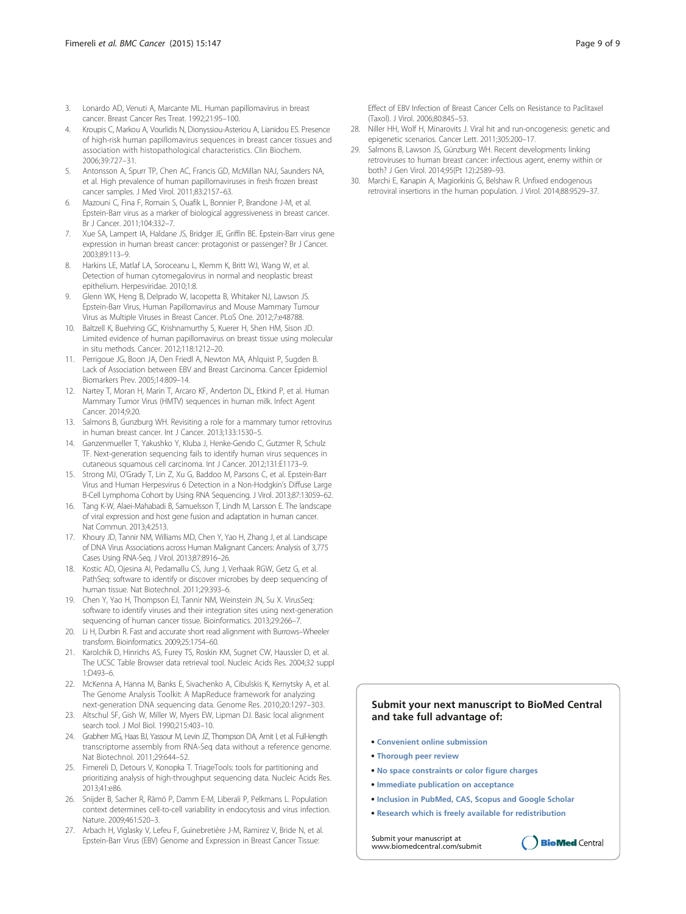3. Lonardo AD, Venuti A, Marcante ML. Human papillomavirus in breast cancer. Breast Cancer Res Treat. 1992;21:95–100.
4. Kroupis C, Markou A, Vourlidis N, Dionyssiou-Asteriou A, Lianidou ES. Presence of high-risk human papillomavirus sequences in breast cancer tissues and association with histopathological characteristics. Clin Biochem. 2006;39:727–31.
5. Antonsson A, Spurr TP, Chen AC, Francis GD, McMillan NAJ, Saunders NA, et al. High prevalence of human papillomaviruses in fresh frozen breast cancer samples. J Med Virol. 2011;83:2157–63.
6. Mazouni C, Fina F, Romain S, Ouafik L, Bonnier P, Brandone J-M, et al. Epstein-Barr virus as a marker of biological aggressiveness in breast cancer. Br J Cancer. 2011;104:332–7.
7. Xue SA, Lampert IA, Haldane JS, Bridger JE, Griffin BE. Epstein-Barr virus gene expression in human breast cancer: protagonist or passenger? Br J Cancer. 2003;89:113–9.
8. Harkins LE, Matlaf LA, Soroceanu L, Klemm K, Britt WJ, Wang W, et al. Detection of human cytomegalovirus in normal and neoplastic breast epithelium. Herpesviridae. 2010;1:8.
9. Glenn WK, Heng B, Delprado W, Iacopetta B, Whitaker NJ, Lawson JS. Epstein-Barr Virus, Human Papillomavirus and Mouse Mammary Tumour Virus as Multiple Viruses in Breast Cancer. PLoS One. 2012;7:e48788.
10. Baltzell K, Buehring GC, Krishnamurthy S, Kuerer H, Shen HM, Sison JD. Limited evidence of human papillomavirus on breast tissue using molecular in situ methods. Cancer. 2012;118:1212–20.
11. Perrigoue JG, Boon JA, Den Friedl A, Newton MA, Ahlquist P, Sugden B. Lack of Association between EBV and Breast Carcinoma. Cancer Epidemiol Biomarkers Prev. 2005;14:809–14.
12. Nartey T, Moran H, Marin T, Arcaro KF, Anderton DL, Etkind P, et al. Human Mammary Tumor Virus (HMTV) sequences in human milk. Infect Agent Cancer. 2014;9:20.
13. Salmons B, Gunzburg WH. Revisiting a role for a mammary tumor retrovirus in human breast cancer. Int J Cancer. 2013;133:1530–5.
14. Ganzenmueller T, Yakushko Y, Kluba J, Henke-Gendo C, Gutzmer R, Schulz TF. Next-generation sequencing fails to identify human virus sequences in cutaneous squamous cell carcinoma. Int J Cancer. 2012;131:E1173–9.
15. Strong MJ, O'Grady T, Lin Z, Xu G, Baddoo M, Parsons C, et al. Epstein-Barr Virus and Human Herpesvirus 6 Detection in a Non-Hodgkin's Diffuse Large B-Cell Lymphoma Cohort by Using RNA Sequencing. J Virol. 2013;87:13059–62.
16. Tang K-W, Alaei-Mahabadi B, Samuelsson T, Lindh M, Larsson E. The landscape of viral expression and host gene fusion and adaptation in human cancer. Nat Commun. 2013;4:2513.
17. Khoury JD, Tannir NM, Williams MD, Chen Y, Yao H, Zhang J, et al. Landscape of DNA Virus Associations across Human Malignant Cancers: Analysis of 3,775 Cases Using RNA-Seq. J Virol. 2013;87:8916–26.
18. Kostic AD, Ojesina AI, Pedamallu CS, Jung J, Verhaak RGW, Getz G, et al. PathSeq: software to identify or discover microbes by deep sequencing of human tissue. Nat Biotechnol. 2011;29:393–6.
19. Chen Y, Yao H, Thompson EJ, Tannir NM, Weinstein JN, Su X. VirusSeq: software to identify viruses and their integration sites using next-generation sequencing of human cancer tissue. Bioinformatics. 2013;29:266–7.
20. Li H, Durbin R. Fast and accurate short read alignment with Burrows–Wheeler transform. Bioinformatics. 2009;25:1754–60.
21. Karolchik D, Hinrichs AS, Furey TS, Roskin KM, Sugnet CW, Haussler D, et al. The UCSC Table Browser data retrieval tool. Nucleic Acids Res. 2004;32 suppl 1:D493–6.
22. McKenna A, Hanna M, Banks E, Sivachenko A, Cibulskis K, Kernytsky A, et al. The Genome Analysis Toolkit: A MapReduce framework for analyzing next-generation DNA sequencing data. Genome Res. 2010;20:1297–303.
23. Altschul SF, Gish W, Miller W, Myers EW, Lipman DJ. Basic local alignment search tool. J Mol Biol. 1990;215:403–10.
24. Grabherr MG, Haas BJ, Yassour M, Levin JZ, Thompson DA, Amit I, et al. Full-length transcriptome assembly from RNA-Seq data without a reference genome. Nat Biotechnol. 2011;29:644–52.
25. Fimereli D, Detours V, Konopka T. TriageTools: tools for partitioning and prioritizing analysis of high-throughput sequencing data. Nucleic Acids Res. 2013;41:e86.
26. Snijder B, Sacher R, Rämö P, Damm E-M, Liberali P, Pelkmans L. Population context determines cell-to-cell variability in endocytosis and virus infection. Nature. 2009;461:520–3.
27. Arbach H, Viglasky V, Lefeu F, Guinebretière J-M, Ramirez V, Bride N, et al. Epstein-Barr Virus (EBV) Genome and Expression in Breast Cancer Tissue: Effect of EBV Infection of Breast Cancer Cells on Resistance to Paclitaxel (Taxol). J Virol. 2006;80:845–53.
28. Niller HH, Wolf H, Minarovits J. Viral hit and run-oncogenesis: genetic and epigenetic scenarios. Cancer Lett. 2011;305:200–17.
29. Salmons B, Lawson JS, Günzburg WH. Recent developments linking retroviruses to human breast cancer: infectious agent, enemy within or both? J Gen Virol. 2014;95(Pt 12):2589–93.
30. Marchi E, Kanapin A, Magiorkinis G, Belshaw R. Unfixed endogenous retroviral insertions in the human population. J Virol. 2014;88:9529–37.

**Submit your next manuscript to BioMed Central and take full advantage of:**

- **Convenient online submission**
- **Thorough peer review**
- **No space constraints or color figure charges**
- **Immediate publication on acceptance**
- **Inclusion in PubMed, CAS, Scopus and Google Scholar**
- **Research which is freely available for redistribution**

Submit your manuscript at www.biomedcentral.com/submit

BioMed Central